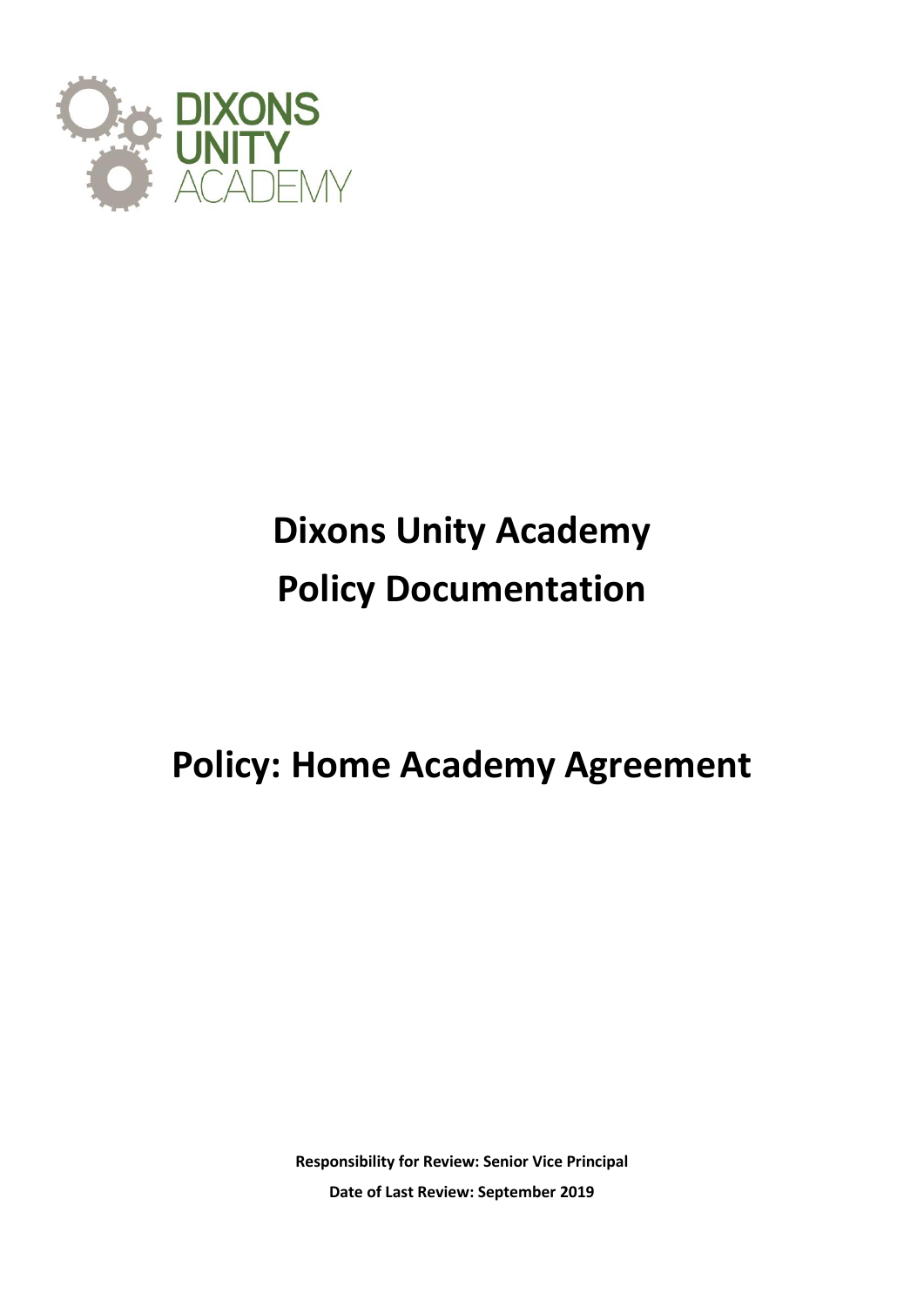# Dixons Unity Academy
# Policy Documentation

## Policy: Home Academy Agreement

**Responsibility for Review: Senior Vice Principal**

**Date of Last Review: September 2019**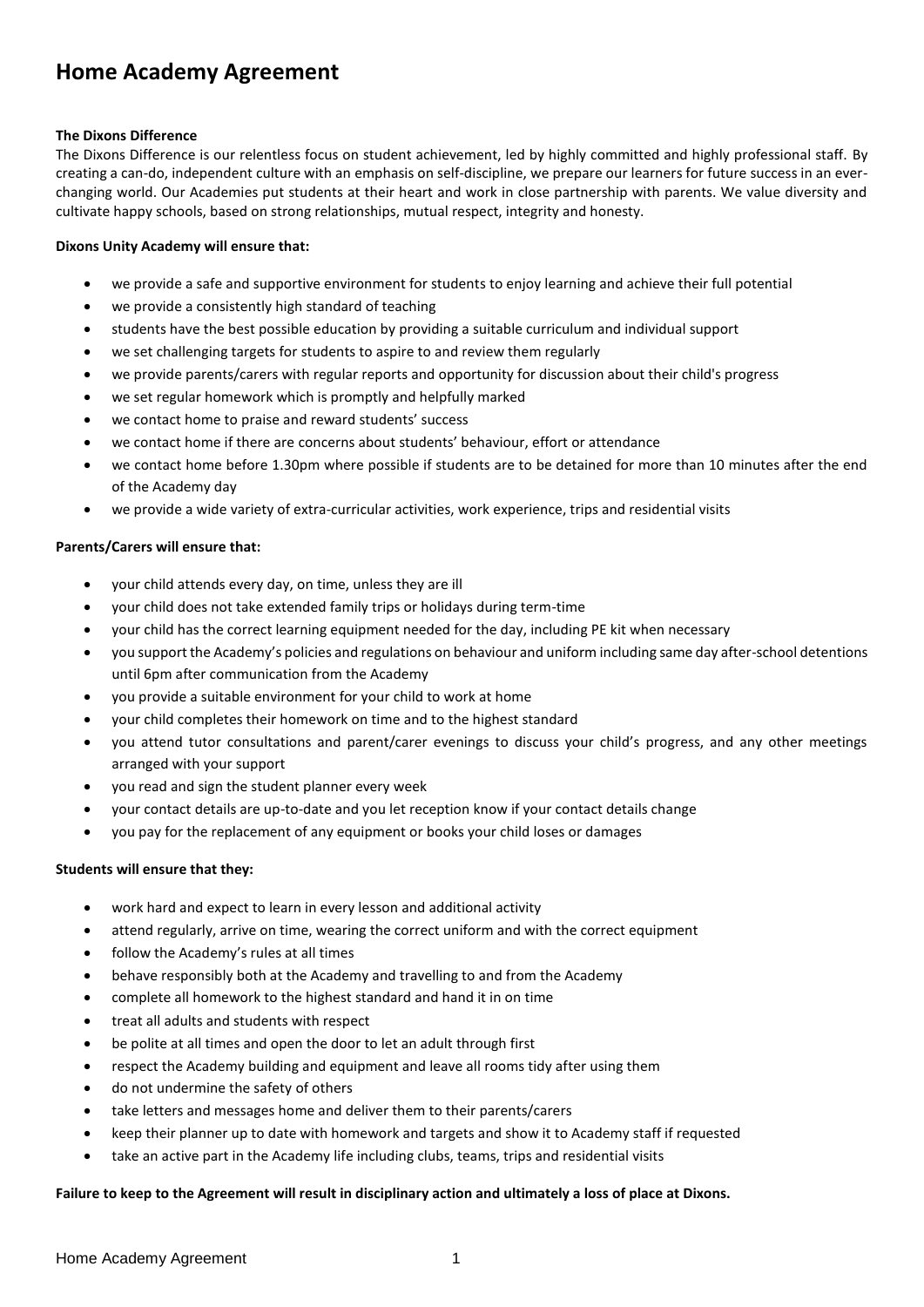# Home Academy Agreement

**The Dixons Difference**

The Dixons Difference is our relentless focus on student achievement, led by highly committed and highly professional staff. By creating a can-do, independent culture with an emphasis on self-discipline, we prepare our learners for future success in an ever-changing world. Our Academies put students at their heart and work in close partnership with parents. We value diversity and cultivate happy schools, based on strong relationships, mutual respect, integrity and honesty.

**Dixons Unity Academy will ensure that:**

- we provide a safe and supportive environment for students to enjoy learning and achieve their full potential
- we provide a consistently high standard of teaching
- students have the best possible education by providing a suitable curriculum and individual support
- we set challenging targets for students to aspire to and review them regularly
- we provide parents/carers with regular reports and opportunity for discussion about their child's progress
- we set regular homework which is promptly and helpfully marked
- we contact home to praise and reward students' success
- we contact home if there are concerns about students' behaviour, effort or attendance
- we contact home before 1.30pm where possible if students are to be detained for more than 10 minutes after the end of the Academy day
- we provide a wide variety of extra-curricular activities, work experience, trips and residential visits

**Parents/Carers will ensure that:**

- your child attends every day, on time, unless they are ill
- your child does not take extended family trips or holidays during term-time
- your child has the correct learning equipment needed for the day, including PE kit when necessary
- you support the Academy's policies and regulations on behaviour and uniform including same day after-school detentions until 6pm after communication from the Academy
- you provide a suitable environment for your child to work at home
- your child completes their homework on time and to the highest standard
- you attend tutor consultations and parent/carer evenings to discuss your child's progress, and any other meetings arranged with your support
- you read and sign the student planner every week
- your contact details are up-to-date and you let reception know if your contact details change
- you pay for the replacement of any equipment or books your child loses or damages

**Students will ensure that they:**

- work hard and expect to learn in every lesson and additional activity
- attend regularly, arrive on time, wearing the correct uniform and with the correct equipment
- follow the Academy's rules at all times
- behave responsibly both at the Academy and travelling to and from the Academy
- complete all homework to the highest standard and hand it in on time
- treat all adults and students with respect
- be polite at all times and open the door to let an adult through first
- respect the Academy building and equipment and leave all rooms tidy after using them
- do not undermine the safety of others
- take letters and messages home and deliver them to their parents/carers
- keep their planner up to date with homework and targets and show it to Academy staff if requested
- take an active part in the Academy life including clubs, teams, trips and residential visits

**Failure to keep to the Agreement will result in disciplinary action and ultimately a loss of place at Dixons.**